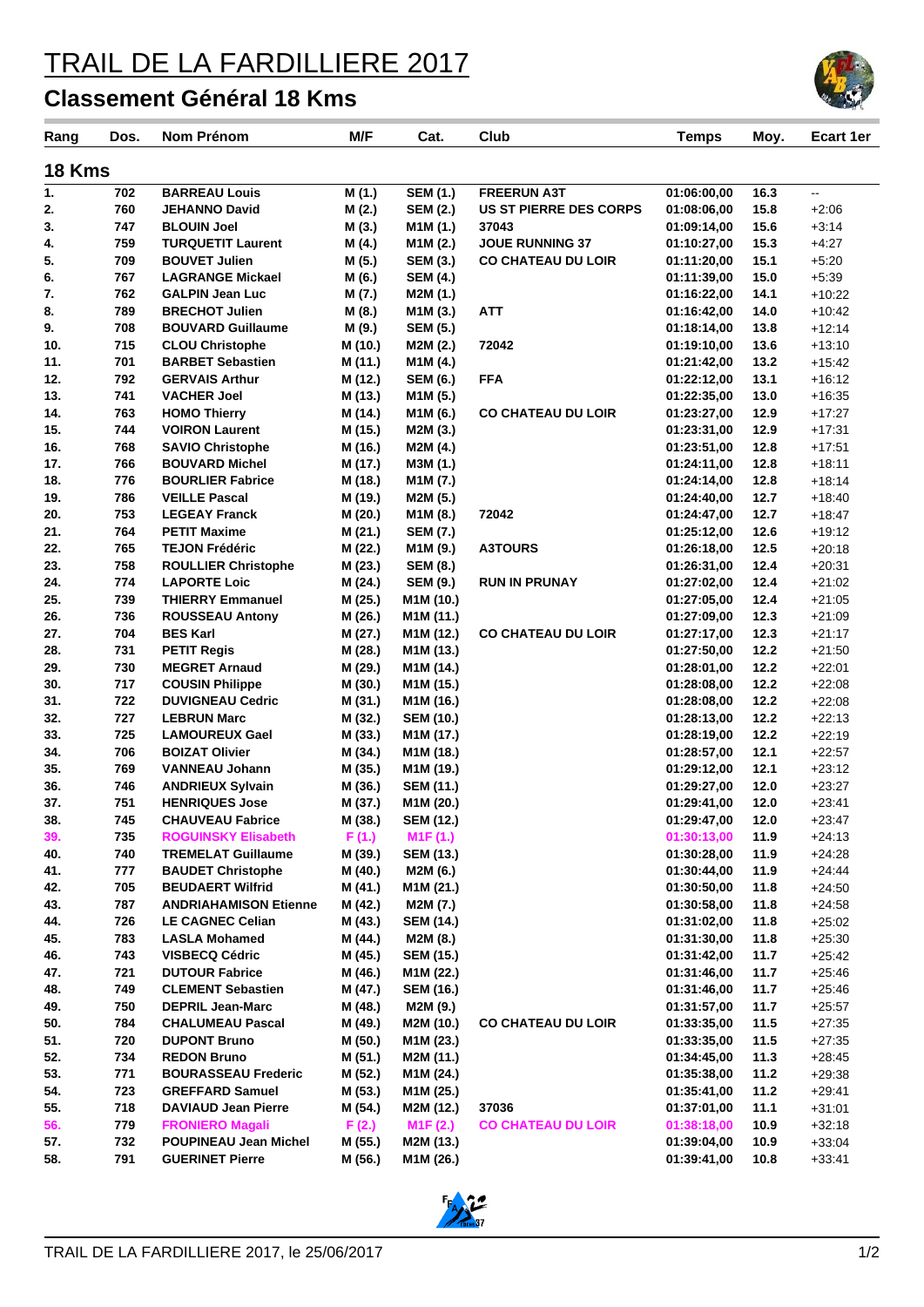# TRAIL DE LA FARDILLIERE 2017

## Classement Général 18 Kms

| Rang | Dos. | Nom Prénom | M/F | Cat. | Club | Temps | Moy. | Ecart 1er |
|---|---|---|---|---|---|---|---|---|
| **18 Kms** | | | | | | | | |
| 1. | 702 | BARREAU Louis | M (1.) | SEM (1.) | FREERUN A3T | 01:06:00,00 | 16.3 | -- |
| 2. | 760 | JEHANNO David | M (2.) | SEM (2.) | US ST PIERRE DES CORPS | 01:08:06,00 | 15.8 | +2:06 |
| 3. | 747 | BLOUIN Joel | M (3.) | M1M (1.) | 37043 | 01:09:14,00 | 15.6 | +3:14 |
| 4. | 759 | TURQUETIT Laurent | M (4.) | M1M (2.) | JOUE RUNNING 37 | 01:10:27,00 | 15.3 | +4:27 |
| 5. | 709 | BOUVET Julien | M (5.) | SEM (3.) | CO CHATEAU DU LOIR | 01:11:20,00 | 15.1 | +5:20 |
| 6. | 767 | LAGRANGE Mickael | M (6.) | SEM (4.) | | 01:11:39,00 | 15.0 | +5:39 |
| 7. | 762 | GALPIN Jean Luc | M (7.) | M2M (1.) | | 01:16:22,00 | 14.1 | +10:22 |
| 8. | 789 | BRECHOT Julien | M (8.) | M1M (3.) | ATT | 01:16:42,00 | 14.0 | +10:42 |
| 9. | 708 | BOUVARD Guillaume | M (9.) | SEM (5.) | | 01:18:14,00 | 13.8 | +12:14 |
| 10. | 715 | CLOU Christophe | M (10.) | M2M (2.) | 72042 | 01:19:10,00 | 13.6 | +13:10 |
| 11. | 701 | BARBET Sebastien | M (11.) | M1M (4.) | | 01:21:42,00 | 13.2 | +15:42 |
| 12. | 792 | GERVAIS Arthur | M (12.) | SEM (6.) | FFA | 01:22:12,00 | 13.1 | +16:12 |
| 13. | 741 | VACHER Joel | M (13.) | M1M (5.) | | 01:22:35,00 | 13.0 | +16:35 |
| 14. | 763 | HOMO Thierry | M (14.) | M1M (6.) | CO CHATEAU DU LOIR | 01:23:27,00 | 12.9 | +17:27 |
| 15. | 744 | VOIRON Laurent | M (15.) | M2M (3.) | | 01:23:31,00 | 12.9 | +17:31 |
| 16. | 768 | SAVIO Christophe | M (16.) | M2M (4.) | | 01:23:51,00 | 12.8 | +17:51 |
| 17. | 766 | BOUVARD Michel | M (17.) | M3M (1.) | | 01:24:11,00 | 12.8 | +18:11 |
| 18. | 776 | BOURLIER Fabrice | M (18.) | M1M (7.) | | 01:24:14,00 | 12.8 | +18:14 |
| 19. | 786 | VEILLE Pascal | M (19.) | M2M (5.) | | 01:24:40,00 | 12.7 | +18:40 |
| 20. | 753 | LEGEAY Franck | M (20.) | M1M (8.) | 72042 | 01:24:47,00 | 12.7 | +18:47 |
| 21. | 764 | PETIT Maxime | M (21.) | SEM (7.) | | 01:25:12,00 | 12.6 | +19:12 |
| 22. | 765 | TEJON Frédéric | M (22.) | M1M (9.) | A3TOURS | 01:26:18,00 | 12.5 | +20:18 |
| 23. | 758 | ROULLIER Christophe | M (23.) | SEM (8.) | | 01:26:31,00 | 12.4 | +20:31 |
| 24. | 774 | LAPORTE Loic | M (24.) | SEM (9.) | RUN IN PRUNAY | 01:27:02,00 | 12.4 | +21:02 |
| 25. | 739 | THIERRY Emmanuel | M (25.) | M1M (10.) | | 01:27:05,00 | 12.4 | +21:05 |
| 26. | 736 | ROUSSEAU Antony | M (26.) | M1M (11.) | | 01:27:09,00 | 12.3 | +21:09 |
| 27. | 704 | BES Karl | M (27.) | M1M (12.) | CO CHATEAU DU LOIR | 01:27:17,00 | 12.3 | +21:17 |
| 28. | 731 | PETIT Regis | M (28.) | M1M (13.) | | 01:27:50,00 | 12.2 | +21:50 |
| 29. | 730 | MEGRET Arnaud | M (29.) | M1M (14.) | | 01:28:01,00 | 12.2 | +22:01 |
| 30. | 717 | COUSIN Philippe | M (30.) | M1M (15.) | | 01:28:08,00 | 12.2 | +22:08 |
| 31. | 722 | DUVIGNEAU Cedric | M (31.) | M1M (16.) | | 01:28:08,00 | 12.2 | +22:08 |
| 32. | 727 | LEBRUN Marc | M (32.) | SEM (10.) | | 01:28:13,00 | 12.2 | +22:13 |
| 33. | 725 | LAMOUREUX Gael | M (33.) | M1M (17.) | | 01:28:19,00 | 12.2 | +22:19 |
| 34. | 706 | BOIZAT Olivier | M (34.) | M1M (18.) | | 01:28:57,00 | 12.1 | +22:57 |
| 35. | 769 | VANNEAU Johann | M (35.) | M1M (19.) | | 01:29:12,00 | 12.1 | +23:12 |
| 36. | 746 | ANDRIEUX Sylvain | M (36.) | SEM (11.) | | 01:29:27,00 | 12.0 | +23:27 |
| 37. | 751 | HENRIQUES Jose | M (37.) | M1M (20.) | | 01:29:41,00 | 12.0 | +23:41 |
| 38. | 745 | CHAUVEAU Fabrice | M (38.) | SEM (12.) | | 01:29:47,00 | 12.0 | +23:47 |
| 39. | 735 | ROGUINSKY Elisabeth | F (1.) | M1F (1.) | | 01:30:13,00 | 11.9 | +24:13 |
| 40. | 740 | TREMELAT Guillaume | M (39.) | SEM (13.) | | 01:30:28,00 | 11.9 | +24:28 |
| 41. | 777 | BAUDET Christophe | M (40.) | M2M (6.) | | 01:30:44,00 | 11.9 | +24:44 |
| 42. | 705 | BEUDAERT Wilfrid | M (41.) | M1M (21.) | | 01:30:50,00 | 11.8 | +24:50 |
| 43. | 787 | ANDRIAHAMISON Etienne | M (42.) | M2M (7.) | | 01:30:58,00 | 11.8 | +24:58 |
| 44. | 726 | LE CAGNEC Celian | M (43.) | SEM (14.) | | 01:31:02,00 | 11.8 | +25:02 |
| 45. | 783 | LASLA Mohamed | M (44.) | M2M (8.) | | 01:31:30,00 | 11.8 | +25:30 |
| 46. | 743 | VISBECQ Cédric | M (45.) | SEM (15.) | | 01:31:42,00 | 11.7 | +25:42 |
| 47. | 721 | DUTOUR Fabrice | M (46.) | M1M (22.) | | 01:31:46,00 | 11.7 | +25:46 |
| 48. | 749 | CLEMENT Sebastien | M (47.) | SEM (16.) | | 01:31:46,00 | 11.7 | +25:46 |
| 49. | 750 | DEPRIL Jean-Marc | M (48.) | M2M (9.) | | 01:31:57,00 | 11.7 | +25:57 |
| 50. | 784 | CHALUMEAU Pascal | M (49.) | M2M (10.) | CO CHATEAU DU LOIR | 01:33:35,00 | 11.5 | +27:35 |
| 51. | 720 | DUPONT Bruno | M (50.) | M1M (23.) | | 01:33:35,00 | 11.5 | +27:35 |
| 52. | 734 | REDON Bruno | M (51.) | M2M (11.) | | 01:34:45,00 | 11.3 | +28:45 |
| 53. | 771 | BOURASSEAU Frederic | M (52.) | M1M (24.) | | 01:35:38,00 | 11.2 | +29:38 |
| 54. | 723 | GREFFARD Samuel | M (53.) | M1M (25.) | | 01:35:41,00 | 11.2 | +29:41 |
| 55. | 718 | DAVIAUD Jean Pierre | M (54.) | M2M (12.) | 37036 | 01:37:01,00 | 11.1 | +31:01 |
| 56. | 779 | FRONIERO Magali | F (2.) | M1F (2.) | CO CHATEAU DU LOIR | 01:38:18,00 | 10.9 | +32:18 |
| 57. | 732 | POUPINEAU Jean Michel | M (55.) | M2M (13.) | | 01:39:04,00 | 10.9 | +33:04 |
| 58. | 791 | GUERINET Pierre | M (56.) | M1M (26.) | | 01:39:41,00 | 10.8 | +33:41 |

TRAIL DE LA FARDILLIERE 2017, le 25/06/2017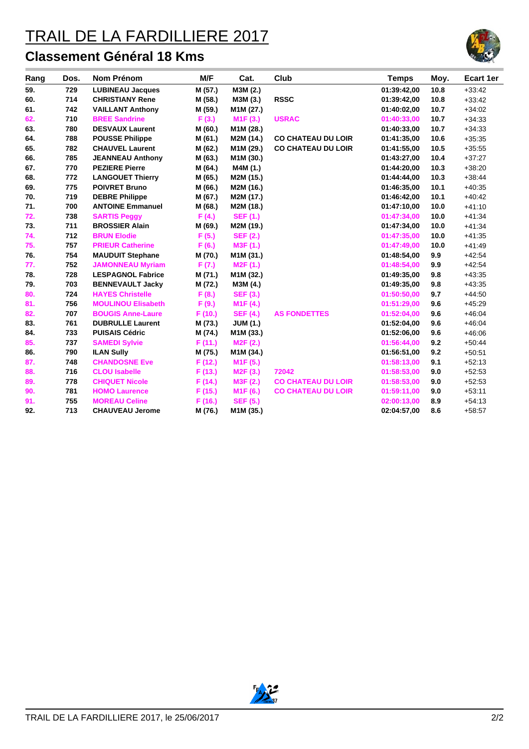# TRAIL DE LA FARDILLIERE 2017

## Classement Général 18 Kms

| Rang | Dos. | Nom Prénom | M/F | Cat. | Club | Temps | Moy. | Ecart 1er |
|---|---|---|---|---|---|---|---|---|
| 59. | 729 | LUBINEAU Jacques | M (57.) | M3M (2.) | | 01:39:42,00 | 10.8 | +33:42 |
| 60. | 714 | CHRISTIANY Rene | M (58.) | M3M (3.) | RSSC | 01:39:42,00 | 10.8 | +33:42 |
| 61. | 742 | VAILLANT Anthony | M (59.) | M1M (27.) | | 01:40:02,00 | 10.7 | +34:02 |
| 62. | 710 | BREE Sandrine | F (3.) | M1F (3.) | USRAC | 01:40:33,00 | 10.7 | +34:33 |
| 63. | 780 | DESVAUX Laurent | M (60.) | M1M (28.) | | 01:40:33,00 | 10.7 | +34:33 |
| 64. | 788 | POUSSE Philippe | M (61.) | M2M (14.) | CO CHATEAU DU LOIR | 01:41:35,00 | 10.6 | +35:35 |
| 65. | 782 | CHAUVEL Laurent | M (62.) | M1M (29.) | CO CHATEAU DU LOIR | 01:41:55,00 | 10.5 | +35:55 |
| 66. | 785 | JEANNEAU Anthony | M (63.) | M1M (30.) | | 01:43:27,00 | 10.4 | +37:27 |
| 67. | 770 | PEZIERE Pierre | M (64.) | M4M (1.) | | 01:44:20,00 | 10.3 | +38:20 |
| 68. | 772 | LANGOUET Thierry | M (65.) | M2M (15.) | | 01:44:44,00 | 10.3 | +38:44 |
| 69. | 775 | POIVRET Bruno | M (66.) | M2M (16.) | | 01:46:35,00 | 10.1 | +40:35 |
| 70. | 719 | DEBRE Philippe | M (67.) | M2M (17.) | | 01:46:42,00 | 10.1 | +40:42 |
| 71. | 700 | ANTOINE Emmanuel | M (68.) | M2M (18.) | | 01:47:10,00 | 10.0 | +41:10 |
| 72. | 738 | SARTIS Peggy | F (4.) | SEF (1.) | | 01:47:34,00 | 10.0 | +41:34 |
| 73. | 711 | BROSSIER Alain | M (69.) | M2M (19.) | | 01:47:34,00 | 10.0 | +41:34 |
| 74. | 712 | BRUN Elodie | F (5.) | SEF (2.) | | 01:47:35,00 | 10.0 | +41:35 |
| 75. | 757 | PRIEUR Catherine | F (6.) | M3F (1.) | | 01:47:49,00 | 10.0 | +41:49 |
| 76. | 754 | MAUDUIT Stephane | M (70.) | M1M (31.) | | 01:48:54,00 | 9.9 | +42:54 |
| 77. | 752 | JAMONNEAU Myriam | F (7.) | M2F (1.) | | 01:48:54,00 | 9.9 | +42:54 |
| 78. | 728 | LESPAGNOL Fabrice | M (71.) | M1M (32.) | | 01:49:35,00 | 9.8 | +43:35 |
| 79. | 703 | BENNEVAULT Jacky | M (72.) | M3M (4.) | | 01:49:35,00 | 9.8 | +43:35 |
| 80. | 724 | HAYES Christelle | F (8.) | SEF (3.) | | 01:50:50,00 | 9.7 | +44:50 |
| 81. | 756 | MOULINOU Elisabeth | F (9.) | M1F (4.) | | 01:51:29,00 | 9.6 | +45:29 |
| 82. | 707 | BOUGIS Anne-Laure | F (10.) | SEF (4.) | AS FONDETTES | 01:52:04,00 | 9.6 | +46:04 |
| 83. | 761 | DUBRULLE Laurent | M (73.) | JUM (1.) | | 01:52:04,00 | 9.6 | +46:04 |
| 84. | 733 | PUISAIS Cédric | M (74.) | M1M (33.) | | 01:52:06,00 | 9.6 | +46:06 |
| 85. | 737 | SAMEDI Sylvie | F (11.) | M2F (2.) | | 01:56:44,00 | 9.2 | +50:44 |
| 86. | 790 | ILAN Sully | M (75.) | M1M (34.) | | 01:56:51,00 | 9.2 | +50:51 |
| 87. | 748 | CHANDOSNE Eve | F (12.) | M1F (5.) | | 01:58:13,00 | 9.1 | +52:13 |
| 88. | 716 | CLOU Isabelle | F (13.) | M2F (3.) | 72042 | 01:58:53,00 | 9.0 | +52:53 |
| 89. | 778 | CHIQUET Nicole | F (14.) | M3F (2.) | CO CHATEAU DU LOIR | 01:58:53,00 | 9.0 | +52:53 |
| 90. | 781 | HOMO Laurence | F (15.) | M1F (6.) | CO CHATEAU DU LOIR | 01:59:11,00 | 9.0 | +53:11 |
| 91. | 755 | MOREAU Celine | F (16.) | SEF (5.) | | 02:00:13,00 | 8.9 | +54:13 |
| 92. | 713 | CHAUVEAU Jerome | M (76.) | M1M (35.) | | 02:04:57,00 | 8.6 | +58:57 |